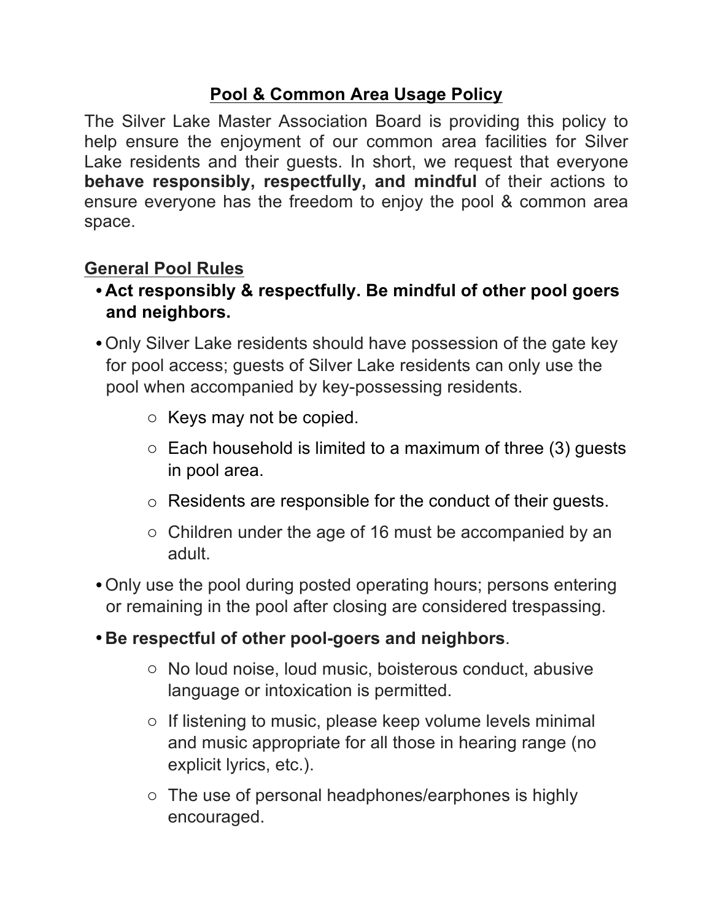# Pool & Common Area Usage Policy

The Silver Lake Master Association Board is providing this policy to help ensure the enjoyment of our common area facilities for Silver Lake residents and their guests. In short, we request that everyone **behave responsibly, respectfully, and mindful** of their actions to ensure everyone has the freedom to enjoy the pool & common area space.

## General Pool Rules

- **Act responsibly & respectfully. Be mindful of other pool goers and neighbors.**
- Only Silver Lake residents should have possession of the gate key for pool access; guests of Silver Lake residents can only use the pool when accompanied by key-possessing residents.
    - Keys may not be copied.
    - Each household is limited to a maximum of three (3) guests in pool area.
    - Residents are responsible for the conduct of their guests.
    - Children under the age of 16 must be accompanied by an adult.
- Only use the pool during posted operating hours; persons entering or remaining in the pool after closing are considered trespassing.
- **Be respectful of other pool-goers and neighbors**.
    - No loud noise, loud music, boisterous conduct, abusive language or intoxication is permitted.
    - If listening to music, please keep volume levels minimal and music appropriate for all those in hearing range (no explicit lyrics, etc.).
    - The use of personal headphones/earphones is highly encouraged.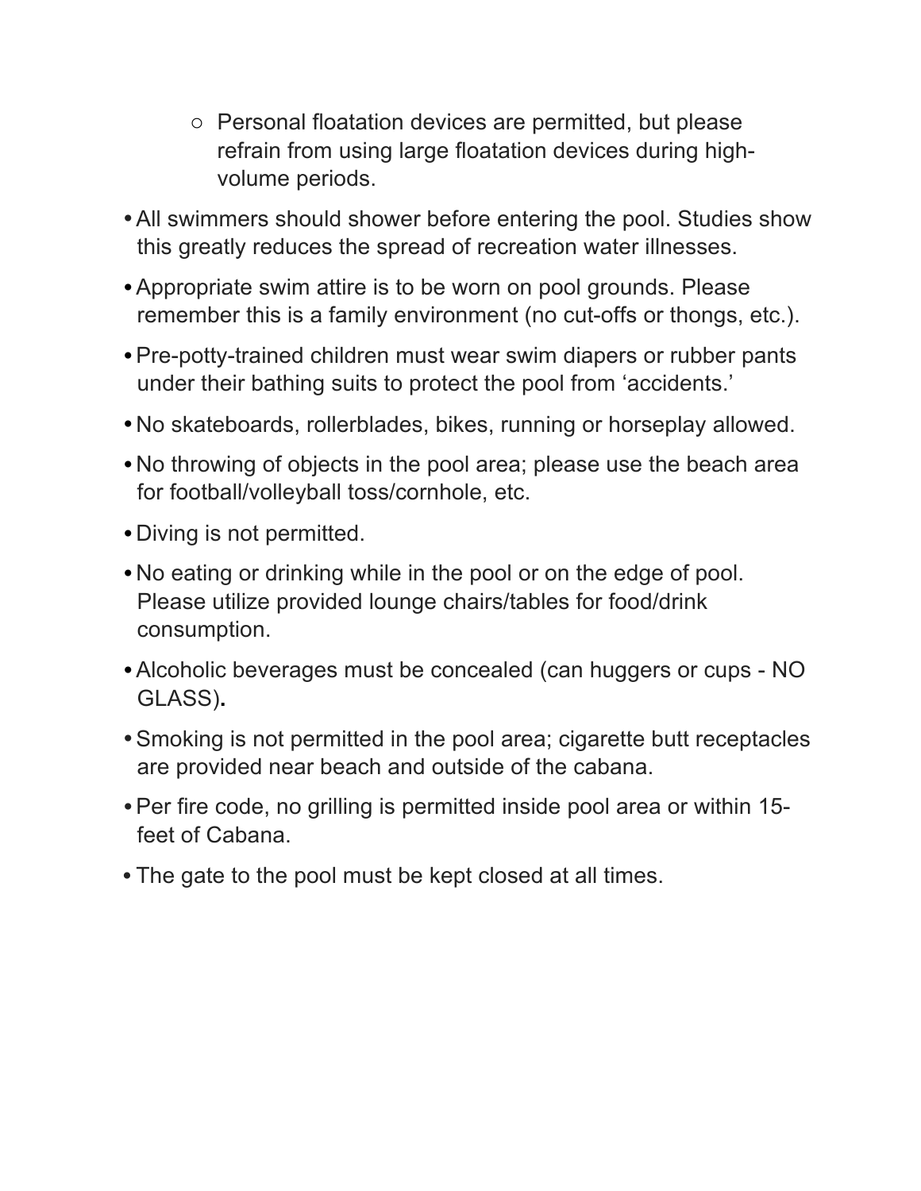- Personal floatation devices are permitted, but please refrain from using large floatation devices during high-volume periods.
- All swimmers should shower before entering the pool. Studies show this greatly reduces the spread of recreation water illnesses.
- Appropriate swim attire is to be worn on pool grounds. Please remember this is a family environment (no cut-offs or thongs, etc.).
- Pre-potty-trained children must wear swim diapers or rubber pants under their bathing suits to protect the pool from 'accidents.'
- No skateboards, rollerblades, bikes, running or horseplay allowed.
- No throwing of objects in the pool area; please use the beach area for football/volleyball toss/cornhole, etc.
- Diving is not permitted.
- No eating or drinking while in the pool or on the edge of pool. Please utilize provided lounge chairs/tables for food/drink consumption.
- Alcoholic beverages must be concealed (can huggers or cups - NO GLASS)**.**
- Smoking is not permitted in the pool area; cigarette butt receptacles are provided near beach and outside of the cabana.
- Per fire code, no grilling is permitted inside pool area or within 15-feet of Cabana.
- The gate to the pool must be kept closed at all times.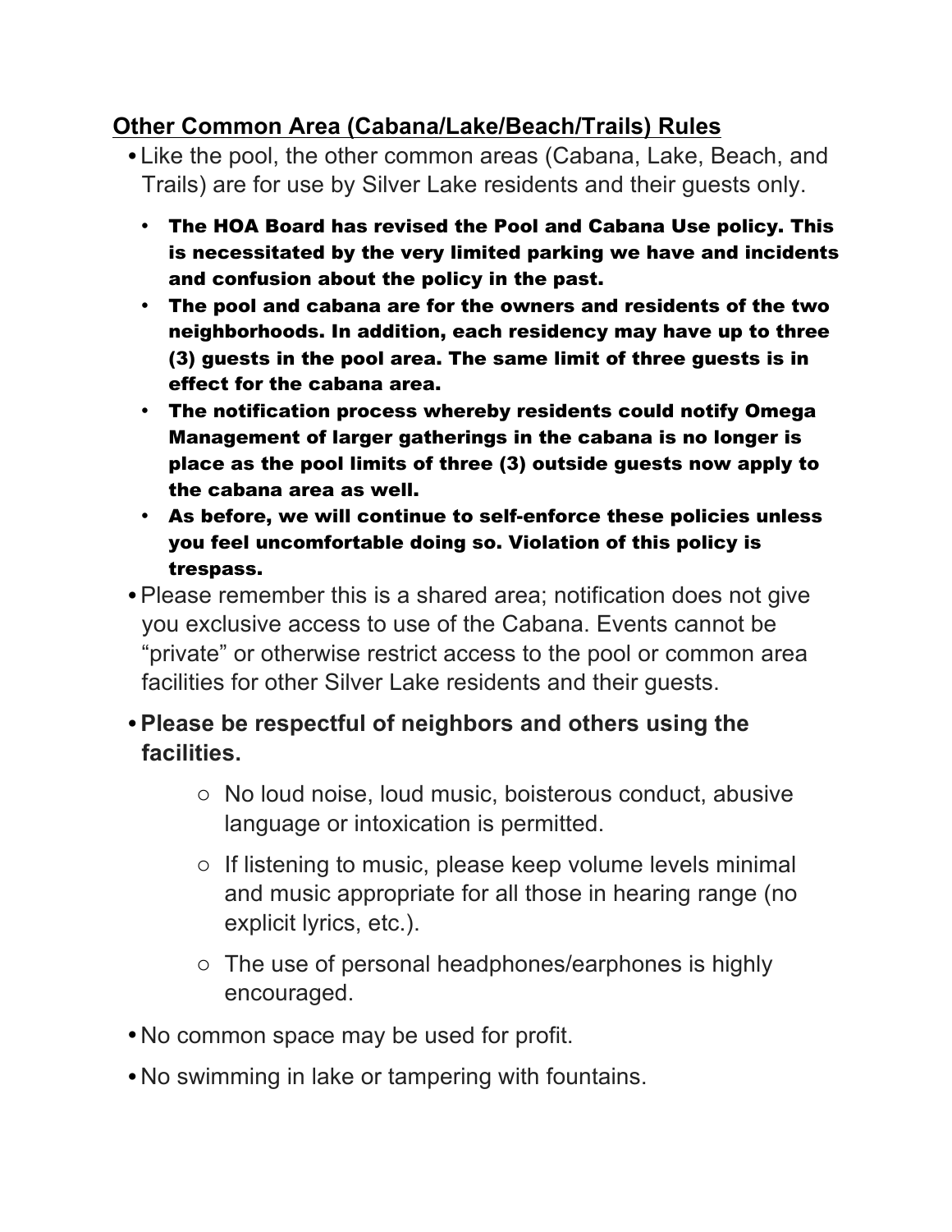## Other Common Area (Cabana/Lake/Beach/Trails) Rules

- Like the pool, the other common areas (Cabana, Lake, Beach, and Trails) are for use by Silver Lake residents and their guests only.
  - **The HOA Board has revised the Pool and Cabana Use policy. This is necessitated by the very limited parking we have and incidents and confusion about the policy in the past.**
  - **The pool and cabana are for the owners and residents of the two neighborhoods. In addition, each residency may have up to three (3) guests in the pool area. The same limit of three guests is in effect for the cabana area.**
  - **The notification process whereby residents could notify Omega Management of larger gatherings in the cabana is no longer is place as the pool limits of three (3) outside guests now apply to the cabana area as well.**
  - **As before, we will continue to self-enforce these policies unless you feel uncomfortable doing so. Violation of this policy is trespass.**
- Please remember this is a shared area; notification does not give you exclusive access to use of the Cabana. Events cannot be "private" or otherwise restrict access to the pool or common area facilities for other Silver Lake residents and their guests.
- **Please be respectful of neighbors and others using the facilities.**
  - No loud noise, loud music, boisterous conduct, abusive language or intoxication is permitted.
  - If listening to music, please keep volume levels minimal and music appropriate for all those in hearing range (no explicit lyrics, etc.).
  - The use of personal headphones/earphones is highly encouraged.
- No common space may be used for profit.
- No swimming in lake or tampering with fountains.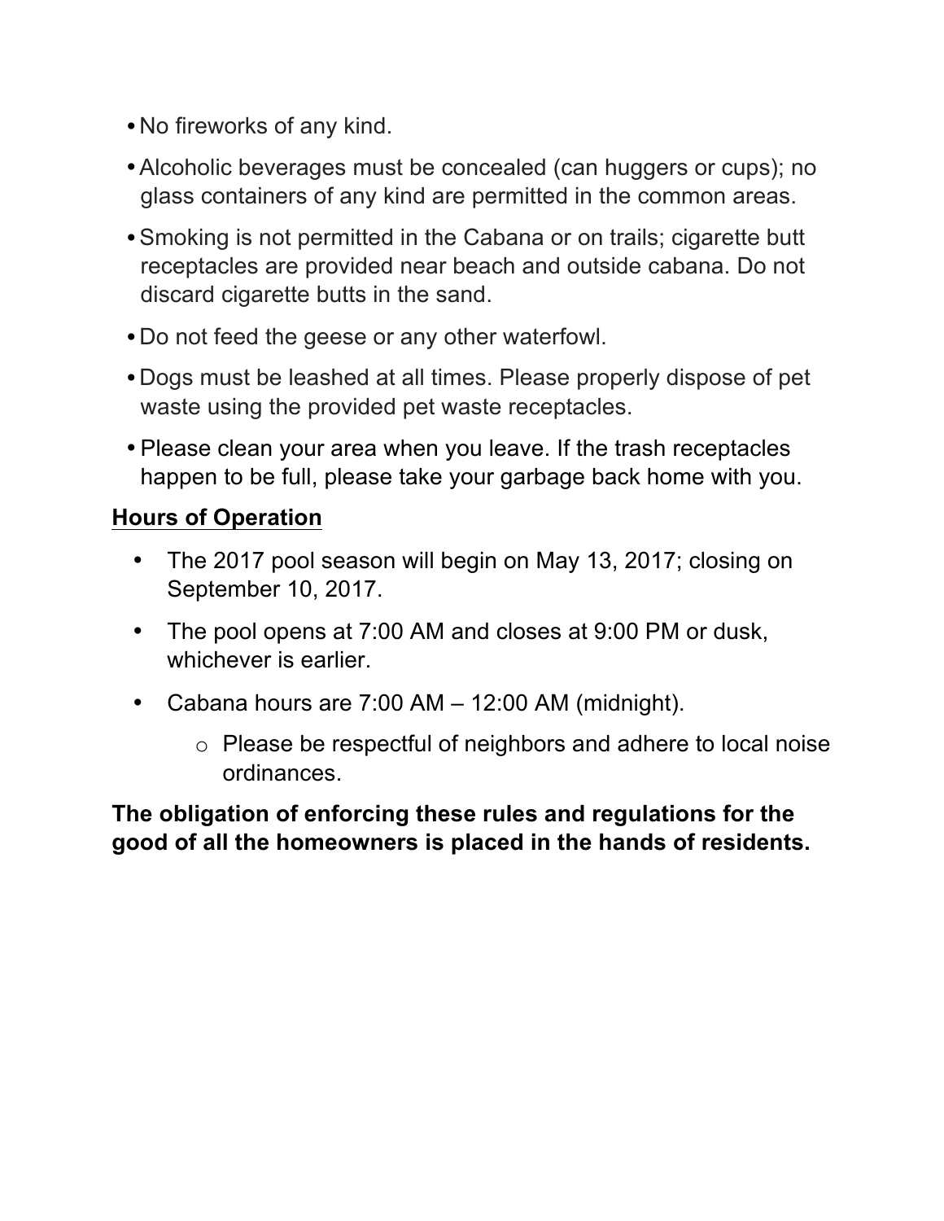- No fireworks of any kind.
- Alcoholic beverages must be concealed (can huggers or cups); no glass containers of any kind are permitted in the common areas.
- Smoking is not permitted in the Cabana or on trails; cigarette butt receptacles are provided near beach and outside cabana. Do not discard cigarette butts in the sand.
- Do not feed the geese or any other waterfowl.
- Dogs must be leashed at all times. Please properly dispose of pet waste using the provided pet waste receptacles.
- Please clean your area when you leave. If the trash receptacles happen to be full, please take your garbage back home with you.

## Hours of Operation

- The 2017 pool season will begin on May 13, 2017; closing on September 10, 2017.
- The pool opens at 7:00 AM and closes at 9:00 PM or dusk, whichever is earlier.
- Cabana hours are 7:00 AM – 12:00 AM (midnight).
  - Please be respectful of neighbors and adhere to local noise ordinances.

**The obligation of enforcing these rules and regulations for the good of all the homeowners is placed in the hands of residents.**